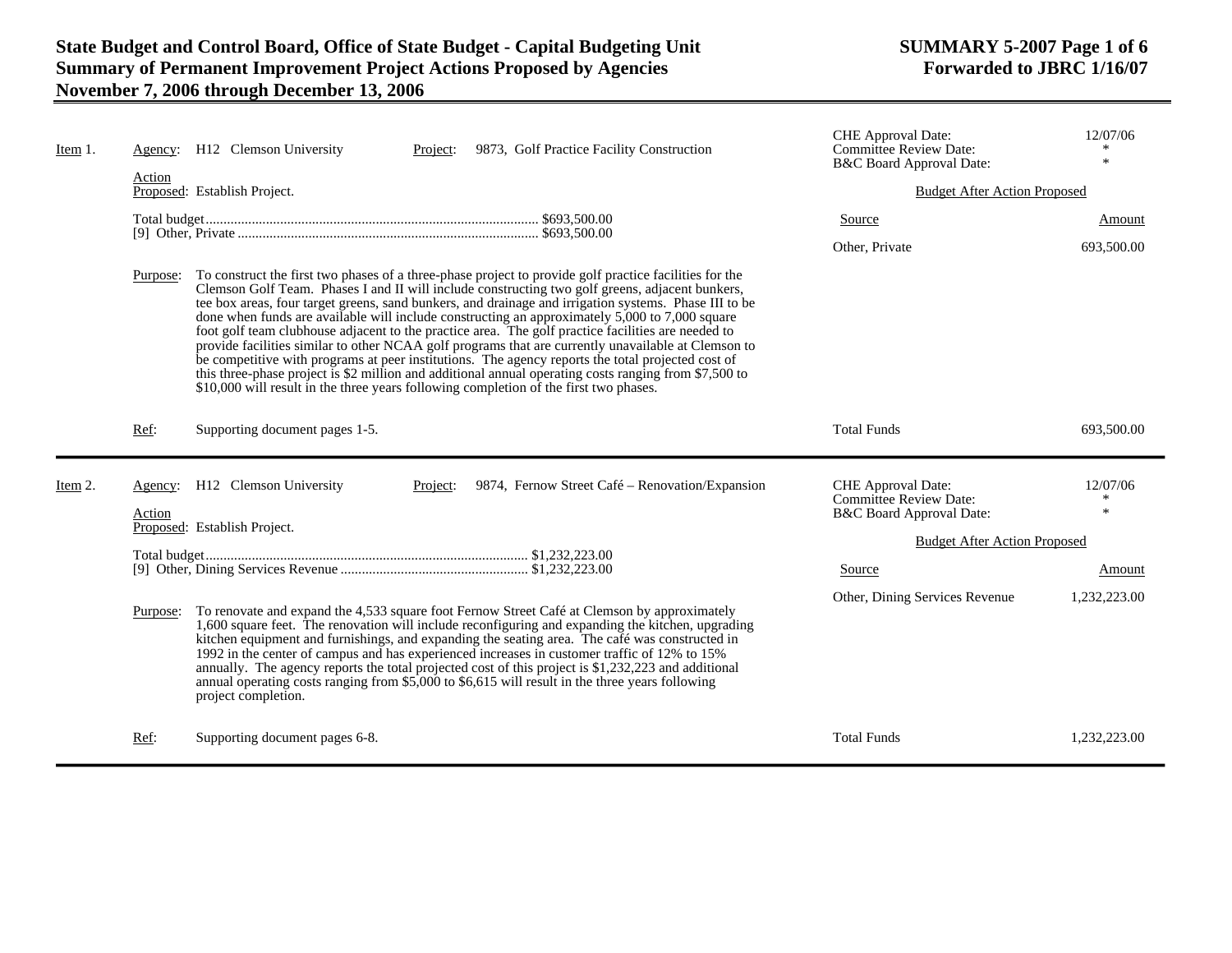# State Budget and Control Board, Office of State Budget - Capital Budgeting Unit
## Summary of Permanent Improvement Project Actions Proposed by Agencies
## November 7, 2006 through December 13, 2006

**SUMMARY 5-2007**
**Forwarded to JBRC 1/16/07**

---

**Item 1.** Agency: H12 Clemson University  Project: 9873, Golf Practice Facility Construction

CHE Approval Date: 12/07/06
Committee Review Date: *
B&C Board Approval Date: *

Action Proposed: Establish Project.

Total budget.............................................. $693,500.00
[9] Other, Private ....................................... $693,500.00

Budget After Action Proposed

| Source | Amount |
|---|---|
| Other, Private | 693,500.00 |
| Total Funds | 693,500.00 |

Purpose: To construct the first two phases of a three-phase project to provide golf practice facilities for the Clemson Golf Team. Phases I and II will include constructing two golf greens, adjacent bunkers, tee box areas, four target greens, sand bunkers, and drainage and irrigation systems. Phase III to be done when funds are available will include constructing an approximately 5,000 to 7,000 square foot golf team clubhouse adjacent to the practice area. The golf practice facilities are needed to provide facilities similar to other NCAA golf programs that are currently unavailable at Clemson to be competitive with programs at peer institutions. The agency reports the total projected cost of this three-phase project is $2 million and additional annual operating costs ranging from $7,500 to $10,000 will result in the three years following completion of the first two phases.

Ref: Supporting document pages 1-5.

---

**Item 2.** Agency: H12 Clemson University  Project: 9874, Fernow Street Café – Renovation/Expansion

CHE Approval Date: 12/07/06
Committee Review Date: *
B&C Board Approval Date: *

Action Proposed: Establish Project.

Total budget.............................................. $1,232,223.00
[9] Other, Dining Services Revenue ....................... $1,232,223.00

Budget After Action Proposed

| Source | Amount |
|---|---|
| Other, Dining Services Revenue | 1,232,223.00 |
| Total Funds | 1,232,223.00 |

Purpose: To renovate and expand the 4,533 square foot Fernow Street Café at Clemson by approximately 1,600 square feet. The renovation will include reconfiguring and expanding the kitchen, upgrading kitchen equipment and furnishings, and expanding the seating area. The café was constructed in 1992 in the center of campus and has experienced increases in customer traffic of 12% to 15% annually. The agency reports the total projected cost of this project is $1,232,223 and additional annual operating costs ranging from $5,000 to $6,615 will result in the three years following project completion.

Ref: Supporting document pages 6-8.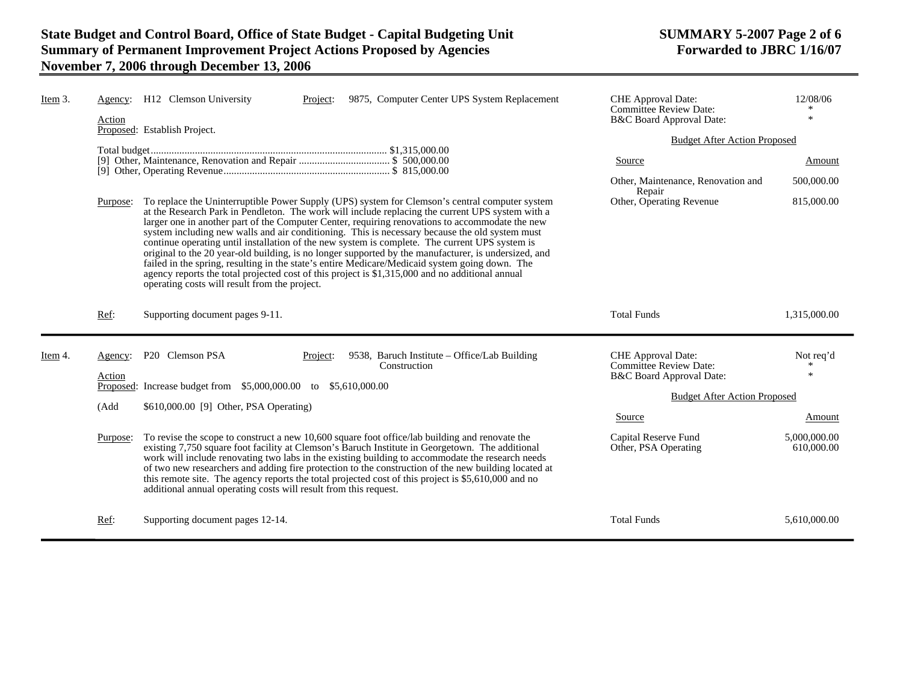## Item 3.

**Agency:** H12 Clemson University

**Project:** 9875, Computer Center UPS System Replacement

**Action Proposed:** Establish Project.

Total budget........................................................................................... $1,315,000.00
[9] Other, Maintenance, Renovation and Repair ................................... $ 500,000.00
[9] Other, Operating Revenue................................................................ $ 815,000.00

**Purpose:** To replace the Uninterruptible Power Supply (UPS) system for Clemson's central computer system at the Research Park in Pendleton. The work will include replacing the current UPS system with a larger one in another part of the Computer Center, requiring renovations to accommodate the new system including new walls and air conditioning. This is necessary because the old system must continue operating until installation of the new system is complete. The current UPS system is original to the 20 year-old building, is no longer supported by the manufacturer, is undersized, and failed in the spring, resulting in the state's entire Medicare/Medicaid system going down. The agency reports the total projected cost of this project is $1,315,000 and no additional annual operating costs will result from the project.

**Ref:** Supporting document pages 9-11.

| | |
|---|---|
| CHE Approval Date: | 12/08/06 |
| Committee Review Date: | * |
| B&C Board Approval Date: | * |

**Budget After Action Proposed**

| Source | Amount |
|---|---|
| Other, Maintenance, Renovation and Repair | 500,000.00 |
| Other, Operating Revenue | 815,000.00 |
| Total Funds | 1,315,000.00 |

---

## Item 4.

**Agency:** P20 Clemson PSA

**Project:** 9538, Baruch Institute – Office/Lab Building Construction

**Action Proposed:** Increase budget from $5,000,000.00 to $5,610,000.00

(Add $610,000.00 [9] Other, PSA Operating)

**Purpose:** To revise the scope to construct a new 10,600 square foot office/lab building and renovate the existing 7,750 square foot facility at Clemson's Baruch Institute in Georgetown. The additional work will include renovating two labs in the existing building to accommodate the research needs of two new researchers and adding fire protection to the construction of the new building located at this remote site. The agency reports the total projected cost of this project is $5,610,000 and no additional annual operating costs will result from this request.

**Ref:** Supporting document pages 12-14.

| | |
|---|---|
| CHE Approval Date: | Not req'd |
| Committee Review Date: | * |
| B&C Board Approval Date: | * |

**Budget After Action Proposed**

| Source | Amount |
|---|---|
| Capital Reserve Fund | 5,000,000.00 |
| Other, PSA Operating | 610,000.00 |
| Total Funds | 5,610,000.00 |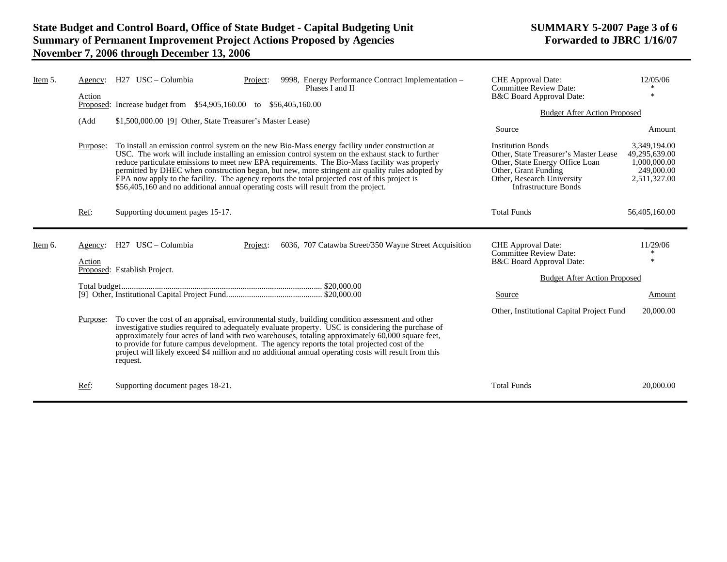# State Budget and Control Board, Office of State Budget - Capital Budgeting Unit
## Summary of Permanent Improvement Project Actions Proposed by Agencies
## November 7, 2006 through December 13, 2006

**SUMMARY 5-2007**
**Forwarded to JBRC 1/16/07**

---

**Item 5.**

**Agency:** H27 USC – Columbia

**Project:** 9998, Energy Performance Contract Implementation – Phases I and II

**Action Proposed:** Increase budget from $54,905,160.00 to $56,405,160.00

(Add $1,500,000.00 [9] Other, State Treasurer's Master Lease)

**Purpose:** To install an emission control system on the new Bio-Mass energy facility under construction at USC. The work will include installing an emission control system on the exhaust stack to further reduce particulate emissions to meet new EPA requirements. The Bio-Mass facility was properly permitted by DHEC when construction began, but new, more stringent air quality rules adopted by EPA now apply to the facility. The agency reports the total projected cost of this project is $56,405,160 and no additional annual operating costs will result from the project.

**Ref:** Supporting document pages 15-17.

| | |
|---|---|
| CHE Approval Date: | 12/05/06 |
| Committee Review Date: | * |
| B&C Board Approval Date: | * |

**Budget After Action Proposed**

| Source | Amount |
|---|---|
| Institution Bonds | 3,349,194.00 |
| Other, State Treasurer's Master Lease | 49,295,639.00 |
| Other, State Energy Office Loan | 1,000,000.00 |
| Other, Grant Funding | 249,000.00 |
| Other, Research University Infrastructure Bonds | 2,511,327.00 |
| Total Funds | 56,405,160.00 |

---

**Item 6.**

**Agency:** H27 USC – Columbia

**Project:** 6036, 707 Catawba Street/350 Wayne Street Acquisition

**Action Proposed:** Establish Project.

Total budget................................................................ $20,000.00
[9] Other, Institutional Capital Project Fund............................ $20,000.00

**Purpose:** To cover the cost of an appraisal, environmental study, building condition assessment and other investigative studies required to adequately evaluate property. USC is considering the purchase of approximately four acres of land with two warehouses, totaling approximately 60,000 square feet, to provide for future campus development. The agency reports the total projected cost of the project will likely exceed $4 million and no additional annual operating costs will result from this request.

**Ref:** Supporting document pages 18-21.

| | |
|---|---|
| CHE Approval Date: | 11/29/06 |
| Committee Review Date: | * |
| B&C Board Approval Date: | * |

**Budget After Action Proposed**

| Source | Amount |
|---|---|
| Other, Institutional Capital Project Fund | 20,000.00 |
| Total Funds | 20,000.00 |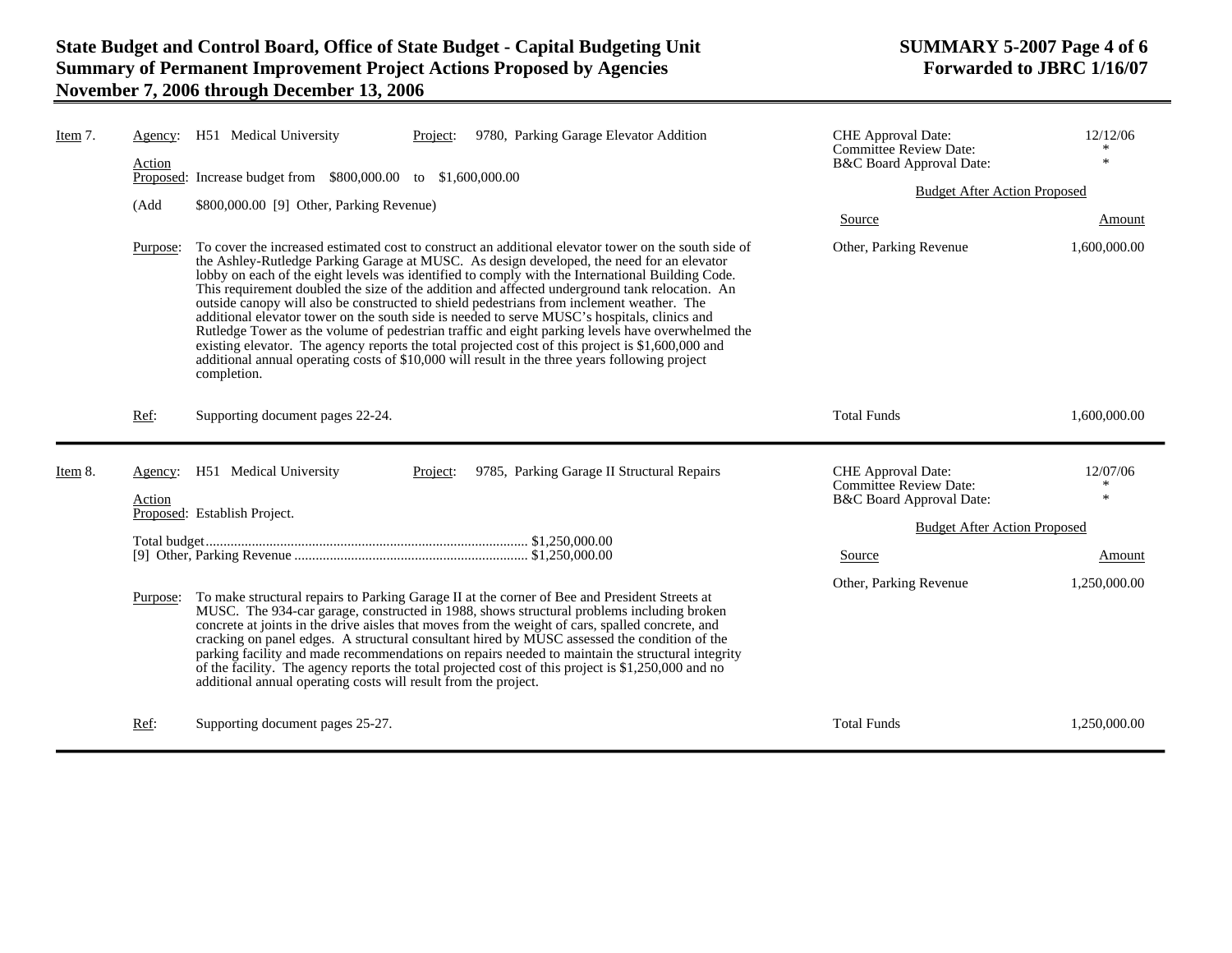**Item 7.**

**Agency:** H51 Medical University

**Project:** 9780, Parking Garage Elevator Addition

| | |
|---|---|
| CHE Approval Date: | 12/12/06 |
| Committee Review Date: | * |
| B&C Board Approval Date: | * |

**Action Proposed:** Increase budget from $800,000.00 to $1,600,000.00

(Add $800,000.00 [9] Other, Parking Revenue)

**Purpose:** To cover the increased estimated cost to construct an additional elevator tower on the south side of the Ashley-Rutledge Parking Garage at MUSC. As design developed, the need for an elevator lobby on each of the eight levels was identified to comply with the International Building Code. This requirement doubled the size of the addition and affected underground tank relocation. An outside canopy will also be constructed to shield pedestrians from inclement weather. The additional elevator tower on the south side is needed to serve MUSC's hospitals, clinics and Rutledge Tower as the volume of pedestrian traffic and eight parking levels have overwhelmed the existing elevator. The agency reports the total projected cost of this project is $1,600,000 and additional annual operating costs of $10,000 will result in the three years following project completion.

**Ref:** Supporting document pages 22-24.

Budget After Action Proposed

| Source | Amount |
|---|---|
| Other, Parking Revenue | 1,600,000.00 |
| Total Funds | 1,600,000.00 |

---

**Item 8.**

**Agency:** H51 Medical University

**Project:** 9785, Parking Garage II Structural Repairs

| | |
|---|---|
| CHE Approval Date: | 12/07/06 |
| Committee Review Date: | * |
| B&C Board Approval Date: | * |

**Action Proposed:** Establish Project.

| | |
|---|---|
| Total budget | $1,250,000.00 |
| [9] Other, Parking Revenue | $1,250,000.00 |

**Purpose:** To make structural repairs to Parking Garage II at the corner of Bee and President Streets at MUSC. The 934-car garage, constructed in 1988, shows structural problems including broken concrete at joints in the drive aisles that moves from the weight of cars, spalled concrete, and cracking on panel edges. A structural consultant hired by MUSC assessed the condition of the parking facility and made recommendations on repairs needed to maintain the structural integrity of the facility. The agency reports the total projected cost of this project is $1,250,000 and no additional annual operating costs will result from the project.

**Ref:** Supporting document pages 25-27.

Budget After Action Proposed

| Source | Amount |
|---|---|
| Other, Parking Revenue | 1,250,000.00 |
| Total Funds | 1,250,000.00 |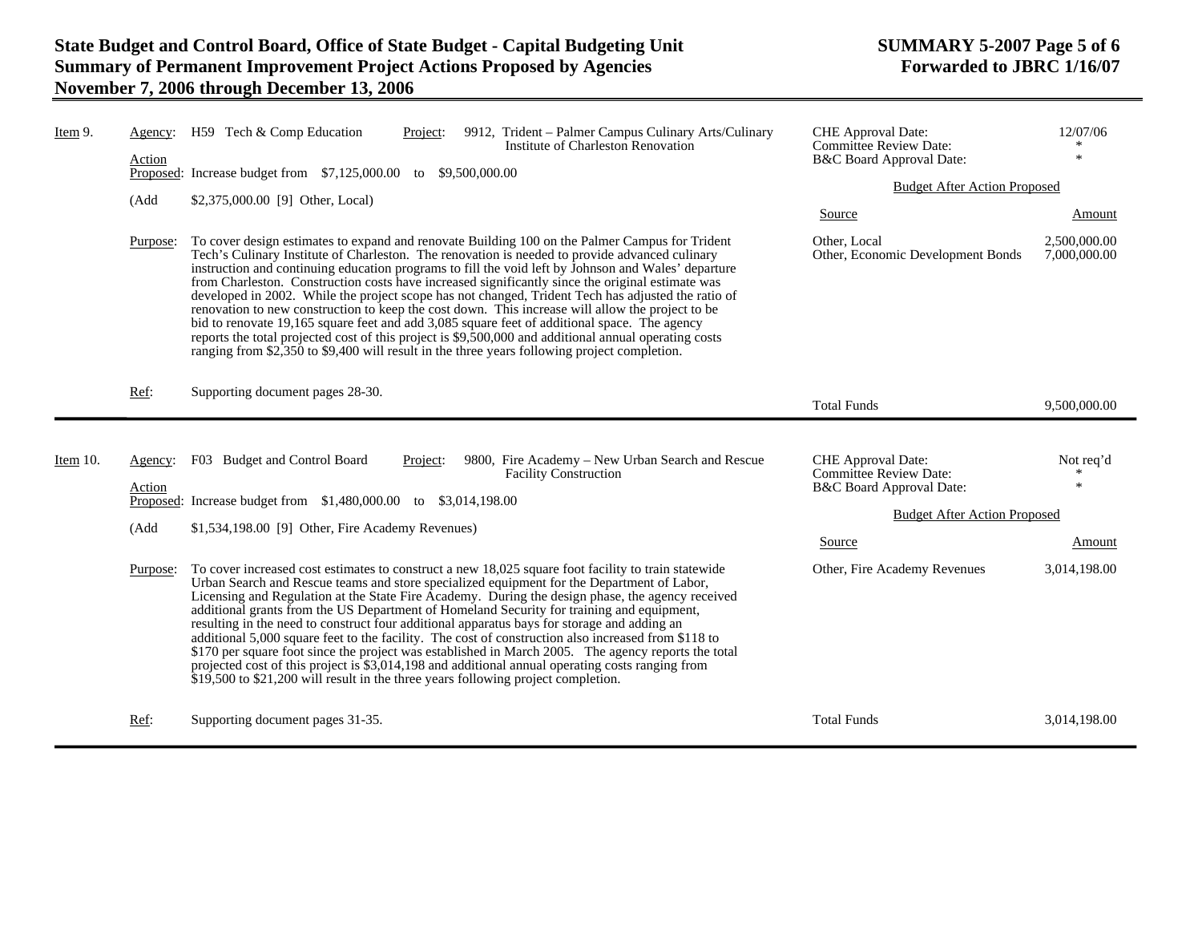**Item 9.**

**Agency:** H59 Tech & Comp Education

**Project:** 9912, Trident – Palmer Campus Culinary Arts/Culinary Institute of Charleston Renovation

**Action Proposed:** Increase budget from $7,125,000.00 to $9,500,000.00

(Add $2,375,000.00 [9] Other, Local)

**Purpose:** To cover design estimates to expand and renovate Building 100 on the Palmer Campus for Trident Tech's Culinary Institute of Charleston. The renovation is needed to provide advanced culinary instruction and continuing education programs to fill the void left by Johnson and Wales' departure from Charleston. Construction costs have increased significantly since the original estimate was developed in 2002. While the project scope has not changed, Trident Tech has adjusted the ratio of renovation to new construction to keep the cost down. This increase will allow the project to be bid to renovate 19,165 square feet and add 3,085 square feet of additional space. The agency reports the total projected cost of this project is $9,500,000 and additional annual operating costs ranging from $2,350 to $9,400 will result in the three years following project completion.

**Ref:** Supporting document pages 28-30.

| CHE Approval Date: | 12/07/06 |
|---|---|
| Committee Review Date: | * |
| B&C Board Approval Date: | * |

Budget After Action Proposed

| Source | Amount |
|---|---|
| Other, Local | 2,500,000.00 |
| Other, Economic Development Bonds | 7,000,000.00 |
| Total Funds | 9,500,000.00 |

---

**Item 10.**

**Agency:** F03 Budget and Control Board

**Project:** 9800, Fire Academy – New Urban Search and Rescue Facility Construction

**Action Proposed:** Increase budget from $1,480,000.00 to $3,014,198.00

(Add $1,534,198.00 [9] Other, Fire Academy Revenues)

**Purpose:** To cover increased cost estimates to construct a new 18,025 square foot facility to train statewide Urban Search and Rescue teams and store specialized equipment for the Department of Labor, Licensing and Regulation at the State Fire Academy. During the design phase, the agency received additional grants from the US Department of Homeland Security for training and equipment, resulting in the need to construct four additional apparatus bays for storage and adding an additional 5,000 square feet to the facility. The cost of construction also increased from $118 to $170 per square foot since the project was established in March 2005. The agency reports the total projected cost of this project is $3,014,198 and additional annual operating costs ranging from $19,500 to $21,200 will result in the three years following project completion.

**Ref:** Supporting document pages 31-35.

| CHE Approval Date: | Not req'd |
|---|---|
| Committee Review Date: | * |
| B&C Board Approval Date: | * |

Budget After Action Proposed

| Source | Amount |
|---|---|
| Other, Fire Academy Revenues | 3,014,198.00 |
| Total Funds | 3,014,198.00 |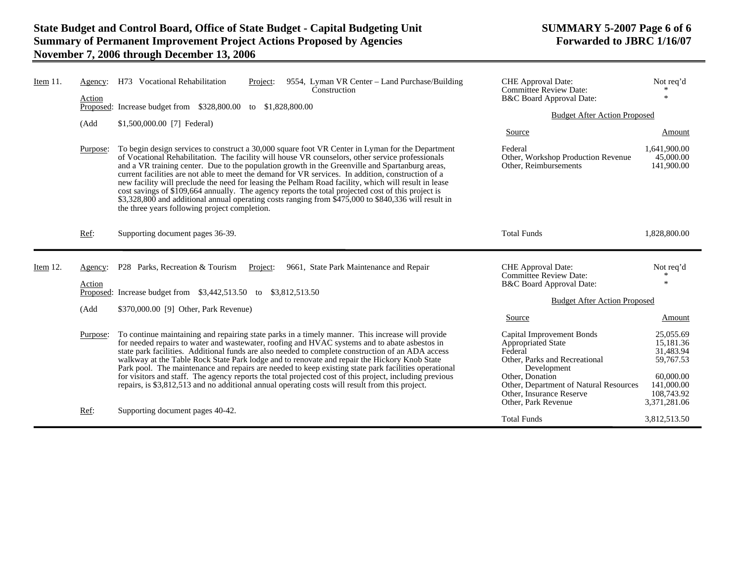**Item 11.**

**Agency:** H73 Vocational Rehabilitation

**Project:** 9554, Lyman VR Center – Land Purchase/Building Construction

**Action Proposed:** Increase budget from $328,800.00 to $1,828,800.00

(Add $1,500,000.00 [7] Federal)

**Purpose:** To begin design services to construct a 30,000 square foot VR Center in Lyman for the Department of Vocational Rehabilitation. The facility will house VR counselors, other service professionals and a VR training center. Due to the population growth in the Greenville and Spartanburg areas, current facilities are not able to meet the demand for VR services. In addition, construction of a new facility will preclude the need for leasing the Pelham Road facility, which will result in lease cost savings of $109,664 annually. The agency reports the total projected cost of this project is $3,328,800 and additional annual operating costs ranging from $475,000 to $840,336 will result in the three years following project completion.

**Ref:** Supporting document pages 36-39.

| | |
|---|---|
| CHE Approval Date: | Not req'd |
| Committee Review Date: | * |
| B&C Board Approval Date: | * |

Budget After Action Proposed

| Source | Amount |
|---|---|
| Federal | 1,641,900.00 |
| Other, Workshop Production Revenue | 45,000.00 |
| Other, Reimbursements | 141,900.00 |
| Total Funds | 1,828,800.00 |

---

**Item 12.**

**Agency:** P28 Parks, Recreation & Tourism

**Project:** 9661, State Park Maintenance and Repair

**Action Proposed:** Increase budget from $3,442,513.50 to $3,812,513.50

(Add $370,000.00 [9] Other, Park Revenue)

**Purpose:** To continue maintaining and repairing state parks in a timely manner. This increase will provide for needed repairs to water and wastewater, roofing and HVAC systems and to abate asbestos in state park facilities. Additional funds are also needed to complete construction of an ADA access walkway at the Table Rock State Park lodge and to renovate and repair the Hickory Knob State Park pool. The maintenance and repairs are needed to keep existing state park facilities operational for visitors and staff. The agency reports the total projected cost of this project, including previous repairs, is $3,812,513 and no additional annual operating costs will result from this project.

**Ref:** Supporting document pages 40-42.

| | |
|---|---|
| CHE Approval Date: | Not req'd |
| Committee Review Date: | * |
| B&C Board Approval Date: | * |

Budget After Action Proposed

| Source | Amount |
|---|---|
| Capital Improvement Bonds | 25,055.69 |
| Appropriated State | 15,181.36 |
| Federal | 31,483.94 |
| Other, Parks and Recreational Development | 59,767.53 |
| Other, Donation | 60,000.00 |
| Other, Department of Natural Resources | 141,000.00 |
| Other, Insurance Reserve | 108,743.92 |
| Other, Park Revenue | 3,371,281.06 |
| Total Funds | 3,812,513.50 |